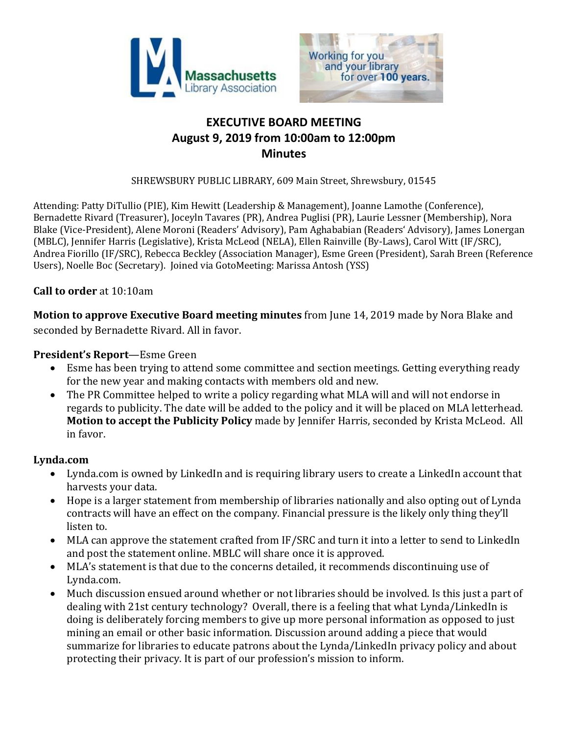Massachusetts Library Association

Working for you and your library for over 100 years.

# EXECUTIVE BOARD MEETING
## August 9, 2019 from 10:00am to 12:00pm
## Minutes

SHREWSBURY PUBLIC LIBRARY, 609 Main Street, Shrewsbury, 01545

Attending: Patty DiTullio (PIE), Kim Hewitt (Leadership & Management), Joanne Lamothe (Conference), Bernadette Rivard (Treasurer), Joceyln Tavares (PR), Andrea Puglisi (PR), Laurie Lessner (Membership), Nora Blake (Vice-President), Alene Moroni (Readers' Advisory), Pam Aghababian (Readers' Advisory), James Lonergan (MBLC), Jennifer Harris (Legislative), Krista McLeod (NELA), Ellen Rainville (By-Laws), Carol Witt (IF/SRC), Andrea Fiorillo (IF/SRC), Rebecca Beckley (Association Manager), Esme Green (President), Sarah Breen (Reference Users), Noelle Boc (Secretary). Joined via GotoMeeting: Marissa Antosh (YSS)

**Call to order** at 10:10am

**Motion to approve Executive Board meeting minutes** from June 14, 2019 made by Nora Blake and seconded by Bernadette Rivard. All in favor.

**President's Report**—Esme Green

- Esme has been trying to attend some committee and section meetings. Getting everything ready for the new year and making contacts with members old and new.
- The PR Committee helped to write a policy regarding what MLA will and will not endorse in regards to publicity. The date will be added to the policy and it will be placed on MLA letterhead. **Motion to accept the Publicity Policy** made by Jennifer Harris, seconded by Krista McLeod. All in favor.

**Lynda.com**

- Lynda.com is owned by LinkedIn and is requiring library users to create a LinkedIn account that harvests your data.
- Hope is a larger statement from membership of libraries nationally and also opting out of Lynda contracts will have an effect on the company. Financial pressure is the likely only thing they'll listen to.
- MLA can approve the statement crafted from IF/SRC and turn it into a letter to send to LinkedIn and post the statement online. MBLC will share once it is approved.
- MLA's statement is that due to the concerns detailed, it recommends discontinuing use of Lynda.com.
- Much discussion ensued around whether or not libraries should be involved. Is this just a part of dealing with 21st century technology? Overall, there is a feeling that what Lynda/LinkedIn is doing is deliberately forcing members to give up more personal information as opposed to just mining an email or other basic information. Discussion around adding a piece that would summarize for libraries to educate patrons about the Lynda/LinkedIn privacy policy and about protecting their privacy. It is part of our profession's mission to inform.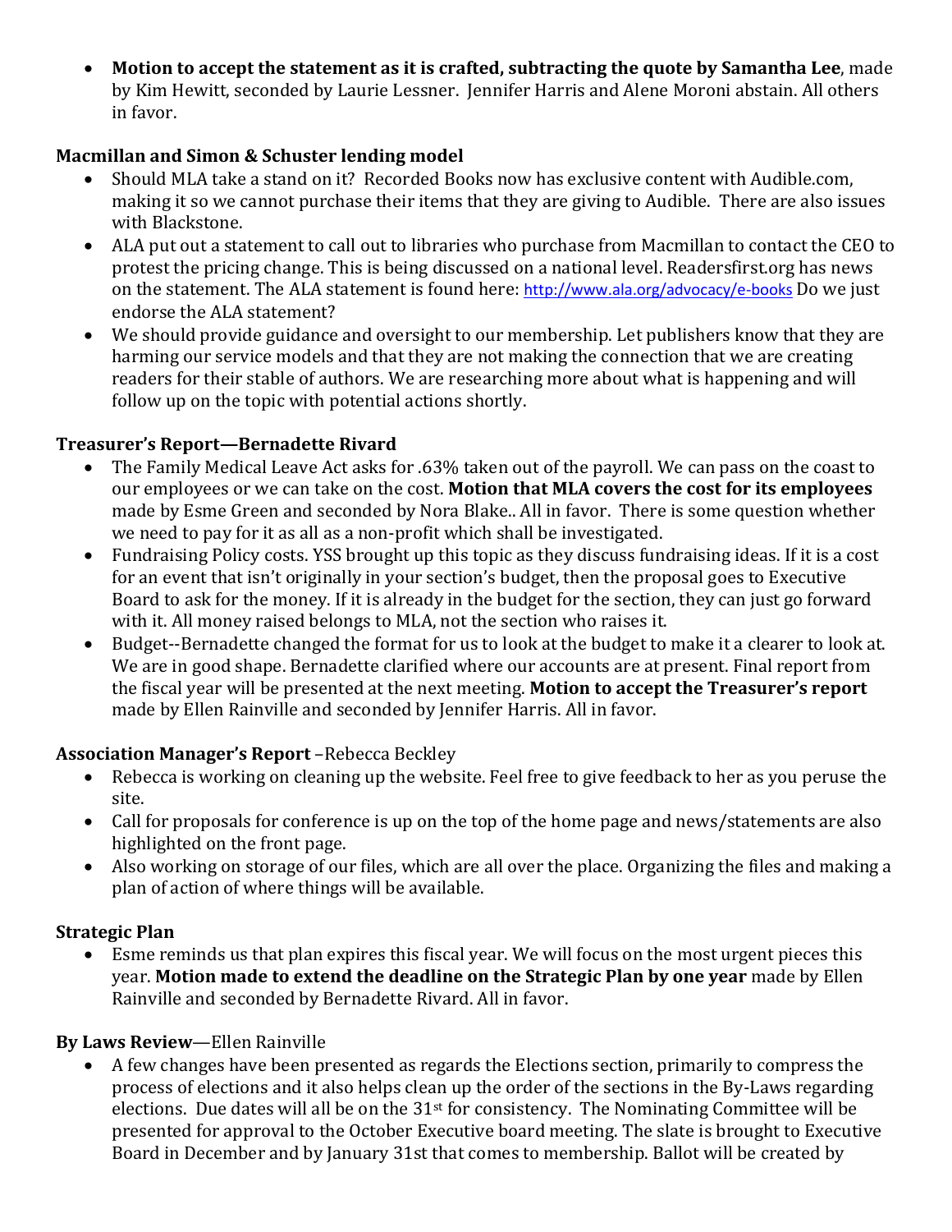- **Motion to accept the statement as it is crafted, subtracting the quote by Samantha Lee**, made by Kim Hewitt, seconded by Laurie Lessner. Jennifer Harris and Alene Moroni abstain. All others in favor.

**Macmillan and Simon & Schuster lending model**

- Should MLA take a stand on it? Recorded Books now has exclusive content with Audible.com, making it so we cannot purchase their items that they are giving to Audible. There are also issues with Blackstone.
- ALA put out a statement to call out to libraries who purchase from Macmillan to contact the CEO to protest the pricing change. This is being discussed on a national level. Readersfirst.org has news on the statement. The ALA statement is found here: http://www.ala.org/advocacy/e-books Do we just endorse the ALA statement?
- We should provide guidance and oversight to our membership. Let publishers know that they are harming our service models and that they are not making the connection that we are creating readers for their stable of authors. We are researching more about what is happening and will follow up on the topic with potential actions shortly.

**Treasurer's Report—Bernadette Rivard**

- The Family Medical Leave Act asks for .63% taken out of the payroll. We can pass on the coast to our employees or we can take on the cost. **Motion that MLA covers the cost for its employees** made by Esme Green and seconded by Nora Blake.. All in favor. There is some question whether we need to pay for it as all as a non-profit which shall be investigated.
- Fundraising Policy costs. YSS brought up this topic as they discuss fundraising ideas. If it is a cost for an event that isn't originally in your section's budget, then the proposal goes to Executive Board to ask for the money. If it is already in the budget for the section, they can just go forward with it. All money raised belongs to MLA, not the section who raises it.
- Budget--Bernadette changed the format for us to look at the budget to make it a clearer to look at. We are in good shape. Bernadette clarified where our accounts are at present. Final report from the fiscal year will be presented at the next meeting. **Motion to accept the Treasurer's report** made by Ellen Rainville and seconded by Jennifer Harris. All in favor.

**Association Manager's Report** –Rebecca Beckley

- Rebecca is working on cleaning up the website. Feel free to give feedback to her as you peruse the site.
- Call for proposals for conference is up on the top of the home page and news/statements are also highlighted on the front page.
- Also working on storage of our files, which are all over the place. Organizing the files and making a plan of action of where things will be available.

**Strategic Plan**

- Esme reminds us that plan expires this fiscal year. We will focus on the most urgent pieces this year. **Motion made to extend the deadline on the Strategic Plan by one year** made by Ellen Rainville and seconded by Bernadette Rivard. All in favor.

**By Laws Review**—Ellen Rainville

- A few changes have been presented as regards the Elections section, primarily to compress the process of elections and it also helps clean up the order of the sections in the By-Laws regarding elections. Due dates will all be on the 31st for consistency. The Nominating Committee will be presented for approval to the October Executive board meeting. The slate is brought to Executive Board in December and by January 31st that comes to membership. Ballot will be created by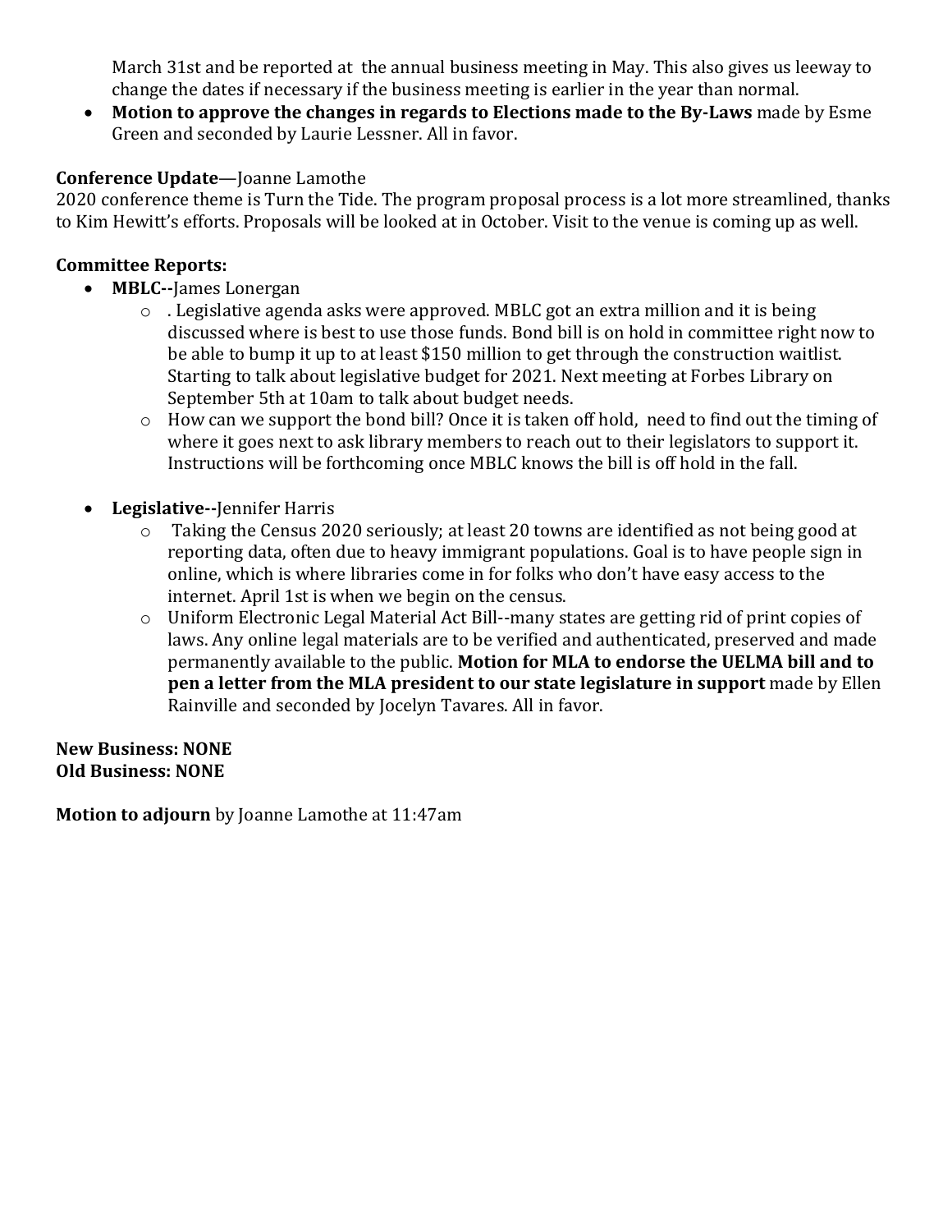March 31st and be reported at the annual business meeting in May. This also gives us leeway to change the dates if necessary if the business meeting is earlier in the year than normal.

- **Motion to approve the changes in regards to Elections made to the By-Laws** made by Esme Green and seconded by Laurie Lessner. All in favor.

**Conference Update**—Joanne Lamothe
2020 conference theme is Turn the Tide. The program proposal process is a lot more streamlined, thanks to Kim Hewitt's efforts. Proposals will be looked at in October. Visit to the venue is coming up as well.

**Committee Reports:**

- **MBLC--**James Lonergan
  - . Legislative agenda asks were approved. MBLC got an extra million and it is being discussed where is best to use those funds. Bond bill is on hold in committee right now to be able to bump it up to at least $150 million to get through the construction waitlist. Starting to talk about legislative budget for 2021. Next meeting at Forbes Library on September 5th at 10am to talk about budget needs.
  - How can we support the bond bill? Once it is taken off hold, need to find out the timing of where it goes next to ask library members to reach out to their legislators to support it. Instructions will be forthcoming once MBLC knows the bill is off hold in the fall.

- **Legislative--**Jennifer Harris
  - Taking the Census 2020 seriously; at least 20 towns are identified as not being good at reporting data, often due to heavy immigrant populations. Goal is to have people sign in online, which is where libraries come in for folks who don't have easy access to the internet. April 1st is when we begin on the census.
  - Uniform Electronic Legal Material Act Bill--many states are getting rid of print copies of laws. Any online legal materials are to be verified and authenticated, preserved and made permanently available to the public. **Motion for MLA to endorse the UELMA bill and to pen a letter from the MLA president to our state legislature in support** made by Ellen Rainville and seconded by Jocelyn Tavares. All in favor.

**New Business: NONE**
**Old Business: NONE**

**Motion to adjourn** by Joanne Lamothe at 11:47am